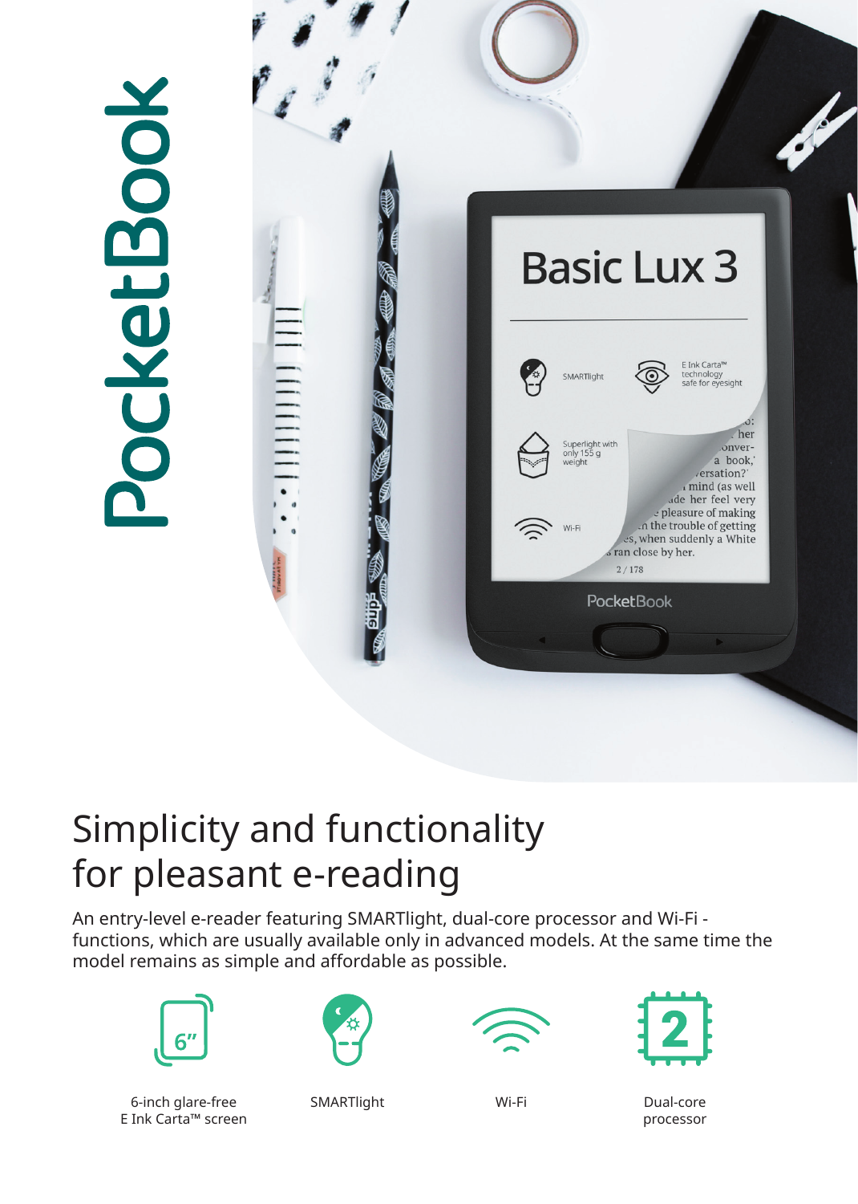PocketBook

# Simplicity and functionality for pleasant e-reading

An entry-level e-reader featuring SMARTlight, dual-core processor and Wi-Fi - functions, which are usually available only in advanced models. At the same time the model remains as simple and affordable as possible.

- 6-inch glare-free E Ink Carta™ screen
- SMARTlight
- Wi-Fi
- Dual-core processor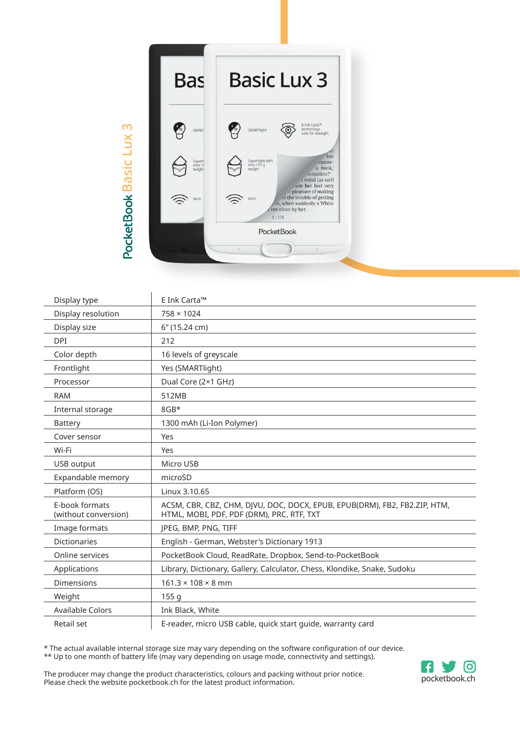# PocketBook Basic Lux 3

| | |
|---|---|
| Display type | E Ink Carta™ |
| Display resolution | 758 × 1024 |
| Display size | 6″ (15.24 cm) |
| DPI | 212 |
| Color depth | 16 levels of greyscale |
| Frontlight | Yes (SMARTlight) |
| Processor | Dual Core (2×1 GHz) |
| RAM | 512MB |
| Internal storage | 8GB* |
| Battery | 1300 mAh (Li-Ion Polymer) |
| Cover sensor | Yes |
| Wi-Fi | Yes |
| USB output | Micro USB |
| Expandable memory | microSD |
| Platform (OS) | Linux 3.10.65 |
| E-book formats (without conversion) | ACSM, CBR, CBZ, CHM, DJVU, DOC, DOCX, EPUB, EPUB(DRM), FB2, FB2.ZIP, HTM, HTML, MOBI, PDF, PDF (DRM), PRC, RTF, TXT |
| Image formats | JPEG, BMP, PNG, TIFF |
| Dictionaries | English - German, Webster's Dictionary 1913 |
| Online services | PocketBook Cloud, ReadRate, Dropbox, Send-to-PocketBook |
| Applications | Library, Dictionary, Gallery, Calculator, Chess, Klondike, Snake, Sudoku |
| Dimensions | 161.3 × 108 × 8 mm |
| Weight | 155 g |
| Available Colors | Ink Black, White |
| Retail set | E-reader, micro USB cable, quick start guide, warranty card |

* The actual available internal storage size may vary depending on the software configuration of our device.
** Up to one month of battery life (may vary depending on usage mode, connectivity and settings).

The producer may change the product characteristics, colours and packing without prior notice.
Please check the website pocketbook.ch for the latest product information.

pocketbook.ch